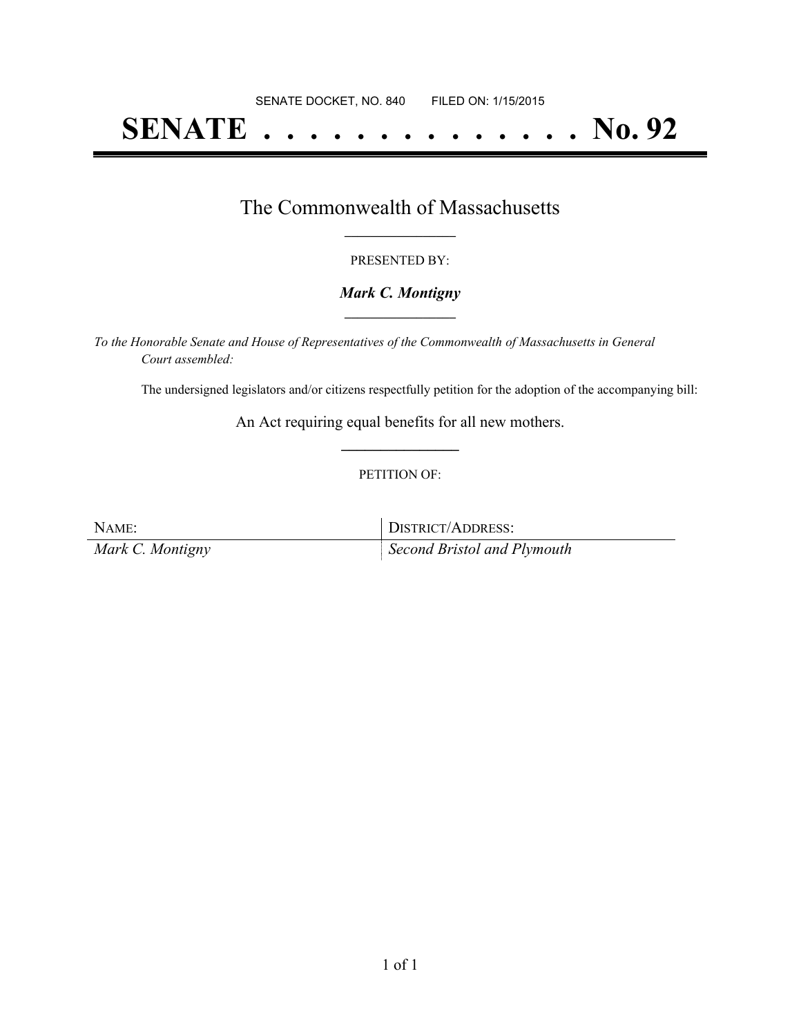SENATE DOCKET, NO. 840 FILED ON: 1/15/2015

# SENATE . . . . . . . . . . . . . . No. 92

## The Commonwealth of Massachusetts

PRESENTED BY:

***Mark C. Montigny***

*To the Honorable Senate and House of Representatives of the Commonwealth of Massachusetts in General Court assembled:*

The undersigned legislators and/or citizens respectfully petition for the adoption of the accompanying bill:

An Act requiring equal benefits for all new mothers.

PETITION OF:

| NAME: | DISTRICT/ADDRESS: |
| --- | --- |
| *Mark C. Montigny* | *Second Bristol and Plymouth* |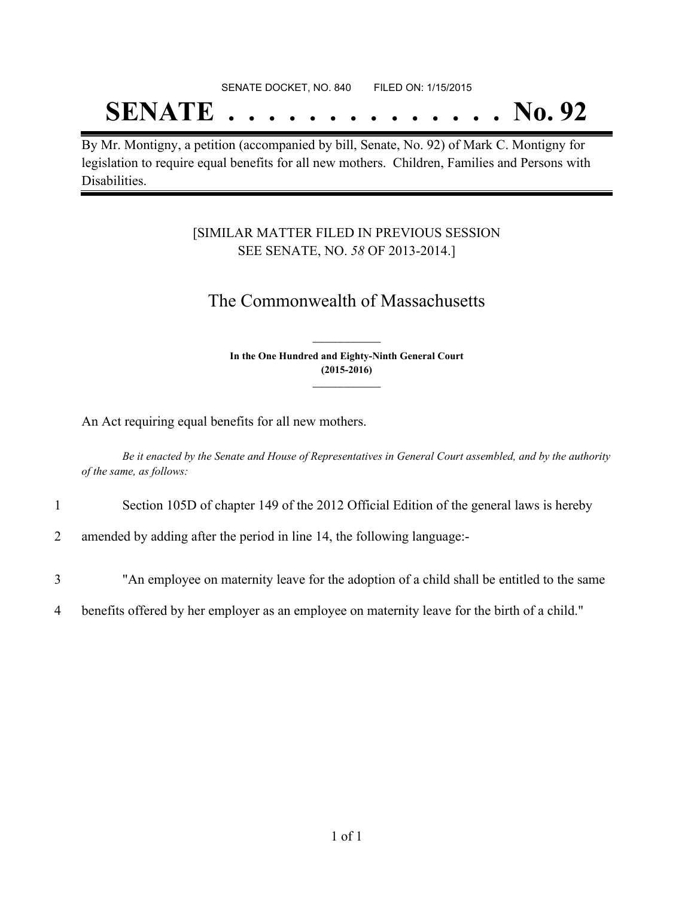SENATE DOCKET, NO. 840        FILED ON: 1/15/2015

# SENATE . . . . . . . . . . . . . . No. 92

By Mr. Montigny, a petition (accompanied by bill, Senate, No. 92) of Mark C. Montigny for legislation to require equal benefits for all new mothers. Children, Families and Persons with Disabilities.

[SIMILAR MATTER FILED IN PREVIOUS SESSION SEE SENATE, NO. *58* OF 2013-2014.]

## The Commonwealth of Massachusetts

**In the One Hundred and Eighty-Ninth General Court (2015-2016)**

An Act requiring equal benefits for all new mothers.

*Be it enacted by the Senate and House of Representatives in General Court assembled, and by the authority of the same, as follows:*

1 Section 105D of chapter 149 of the 2012 Official Edition of the general laws is hereby
2 amended by adding after the period in line 14, the following language:-

3 "An employee on maternity leave for the adoption of a child shall be entitled to the same
4 benefits offered by her employer as an employee on maternity leave for the birth of a child."